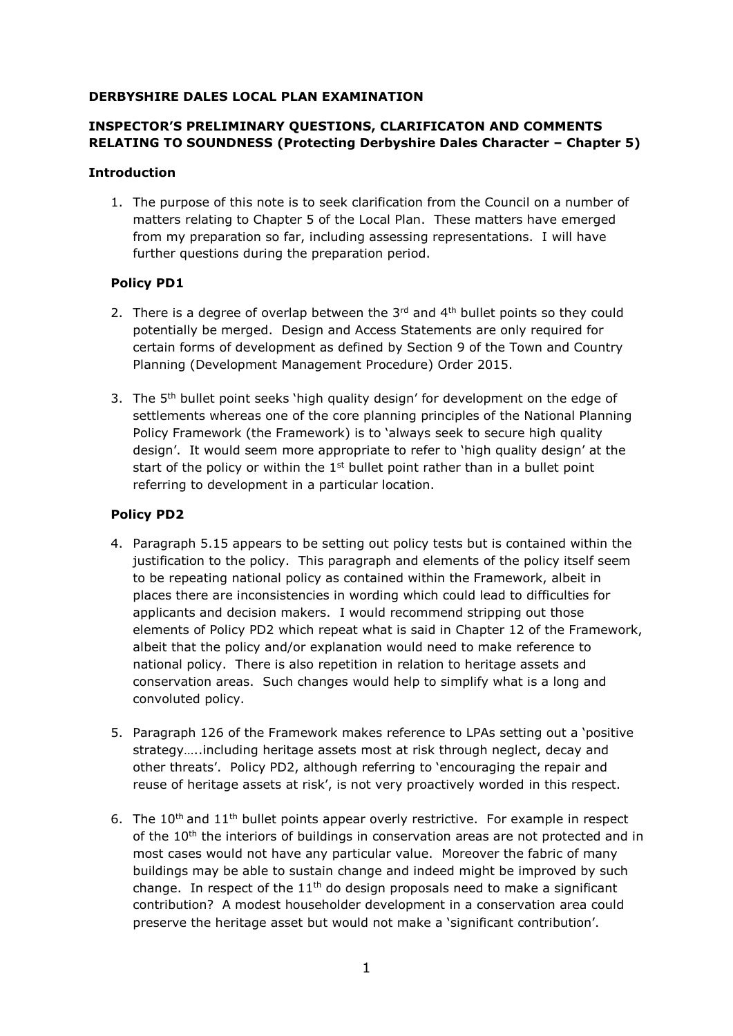**DERBYSHIRE DALES LOCAL PLAN EXAMINATION**

**INSPECTOR'S PRELIMINARY QUESTIONS, CLARIFICATON AND COMMENTS RELATING TO SOUNDNESS (Protecting Derbyshire Dales Character – Chapter 5)**

**Introduction**

1. The purpose of this note is to seek clarification from the Council on a number of matters relating to Chapter 5 of the Local Plan. These matters have emerged from my preparation so far, including assessing representations. I will have further questions during the preparation period.

**Policy PD1**

2. There is a degree of overlap between the 3rd and 4th bullet points so they could potentially be merged. Design and Access Statements are only required for certain forms of development as defined by Section 9 of the Town and Country Planning (Development Management Procedure) Order 2015.

3. The 5th bullet point seeks 'high quality design' for development on the edge of settlements whereas one of the core planning principles of the National Planning Policy Framework (the Framework) is to 'always seek to secure high quality design'. It would seem more appropriate to refer to 'high quality design' at the start of the policy or within the 1st bullet point rather than in a bullet point referring to development in a particular location.

**Policy PD2**

4. Paragraph 5.15 appears to be setting out policy tests but is contained within the justification to the policy. This paragraph and elements of the policy itself seem to be repeating national policy as contained within the Framework, albeit in places there are inconsistencies in wording which could lead to difficulties for applicants and decision makers. I would recommend stripping out those elements of Policy PD2 which repeat what is said in Chapter 12 of the Framework, albeit that the policy and/or explanation would need to make reference to national policy. There is also repetition in relation to heritage assets and conservation areas. Such changes would help to simplify what is a long and convoluted policy.

5. Paragraph 126 of the Framework makes reference to LPAs setting out a 'positive strategy…..including heritage assets most at risk through neglect, decay and other threats'. Policy PD2, although referring to 'encouraging the repair and reuse of heritage assets at risk', is not very proactively worded in this respect.

6. The 10th and 11th bullet points appear overly restrictive. For example in respect of the 10th the interiors of buildings in conservation areas are not protected and in most cases would not have any particular value. Moreover the fabric of many buildings may be able to sustain change and indeed might be improved by such change. In respect of the 11th do design proposals need to make a significant contribution? A modest householder development in a conservation area could preserve the heritage asset but would not make a 'significant contribution'.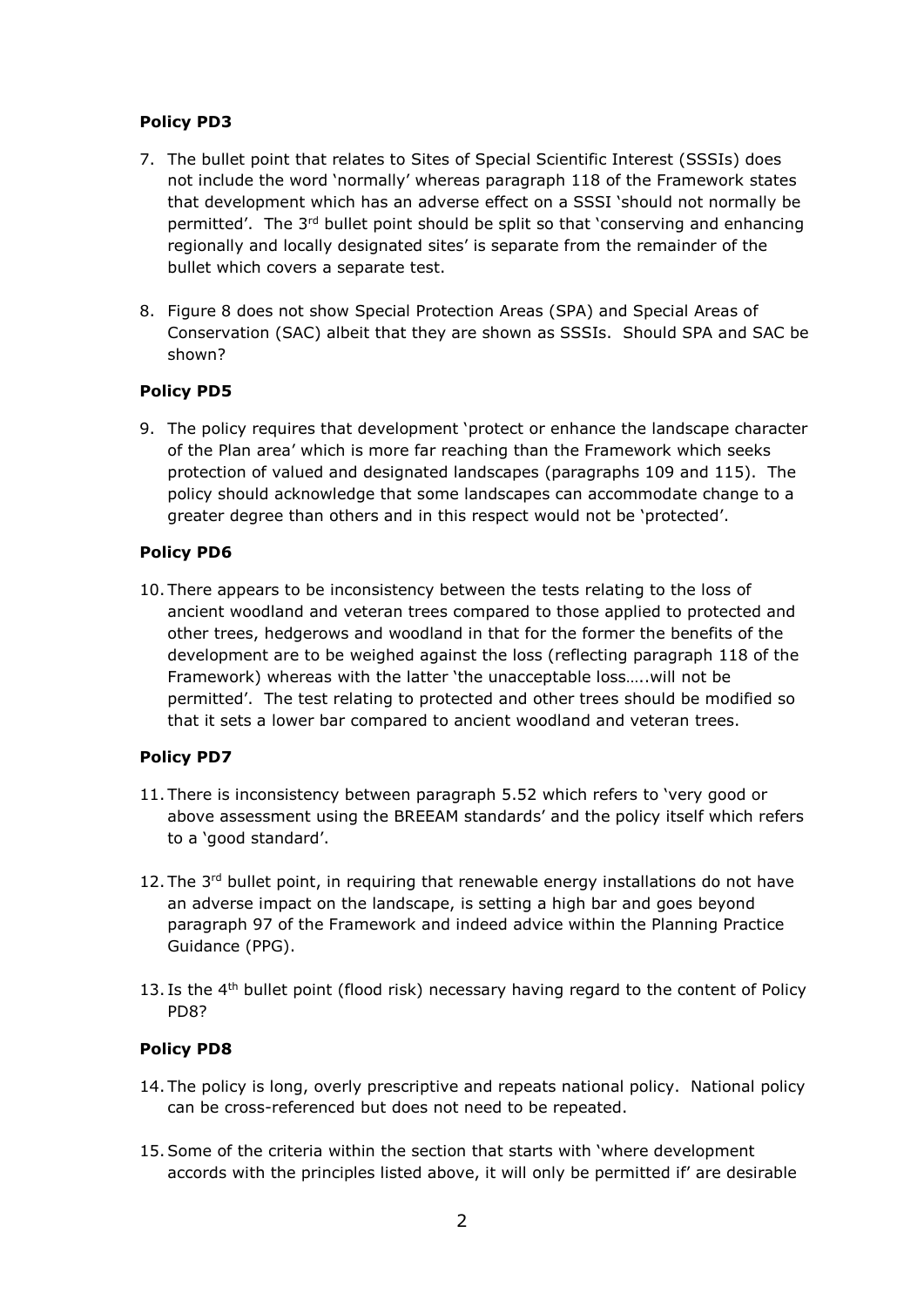**Policy PD3**

7. The bullet point that relates to Sites of Special Scientific Interest (SSSIs) does not include the word 'normally' whereas paragraph 118 of the Framework states that development which has an adverse effect on a SSSI 'should not normally be permitted'. The 3rd bullet point should be split so that 'conserving and enhancing regionally and locally designated sites' is separate from the remainder of the bullet which covers a separate test.

8. Figure 8 does not show Special Protection Areas (SPA) and Special Areas of Conservation (SAC) albeit that they are shown as SSSIs. Should SPA and SAC be shown?

**Policy PD5**

9. The policy requires that development 'protect or enhance the landscape character of the Plan area' which is more far reaching than the Framework which seeks protection of valued and designated landscapes (paragraphs 109 and 115). The policy should acknowledge that some landscapes can accommodate change to a greater degree than others and in this respect would not be 'protected'.

**Policy PD6**

10. There appears to be inconsistency between the tests relating to the loss of ancient woodland and veteran trees compared to those applied to protected and other trees, hedgerows and woodland in that for the former the benefits of the development are to be weighed against the loss (reflecting paragraph 118 of the Framework) whereas with the latter 'the unacceptable loss…..will not be permitted'. The test relating to protected and other trees should be modified so that it sets a lower bar compared to ancient woodland and veteran trees.

**Policy PD7**

11. There is inconsistency between paragraph 5.52 which refers to 'very good or above assessment using the BREEAM standards' and the policy itself which refers to a 'good standard'.

12. The 3rd bullet point, in requiring that renewable energy installations do not have an adverse impact on the landscape, is setting a high bar and goes beyond paragraph 97 of the Framework and indeed advice within the Planning Practice Guidance (PPG).

13. Is the 4th bullet point (flood risk) necessary having regard to the content of Policy PD8?

**Policy PD8**

14. The policy is long, overly prescriptive and repeats national policy. National policy can be cross-referenced but does not need to be repeated.

15. Some of the criteria within the section that starts with 'where development accords with the principles listed above, it will only be permitted if' are desirable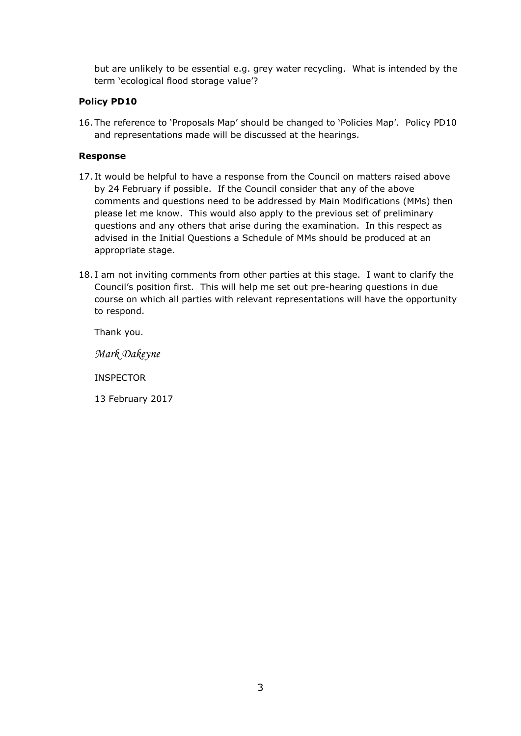but are unlikely to be essential e.g. grey water recycling. What is intended by the term 'ecological flood storage value'?

**Policy PD10**

16. The reference to 'Proposals Map' should be changed to 'Policies Map'. Policy PD10 and representations made will be discussed at the hearings.

**Response**

17. It would be helpful to have a response from the Council on matters raised above by 24 February if possible. If the Council consider that any of the above comments and questions need to be addressed by Main Modifications (MMs) then please let me know. This would also apply to the previous set of preliminary questions and any others that arise during the examination. In this respect as advised in the Initial Questions a Schedule of MMs should be produced at an appropriate stage.

18. I am not inviting comments from other parties at this stage. I want to clarify the Council's position first. This will help me set out pre-hearing questions in due course on which all parties with relevant representations will have the opportunity to respond.

Thank you.

*Mark Dakeyne*

INSPECTOR

13 February 2017